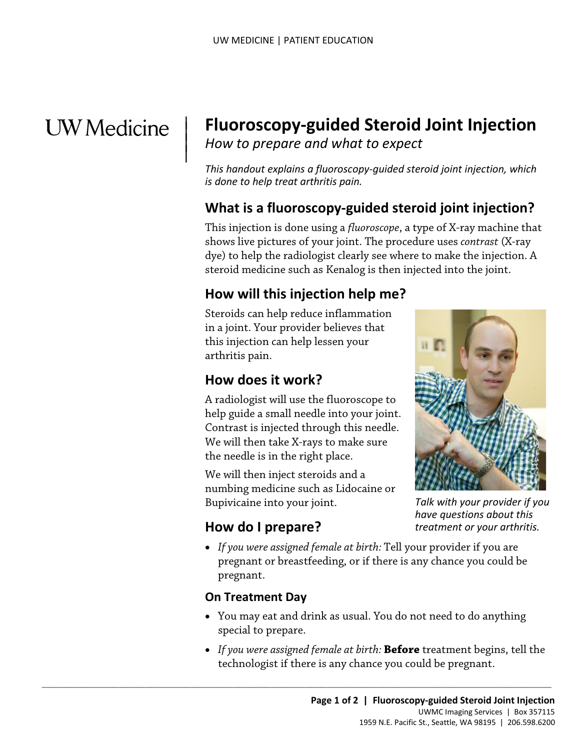# Fluoroscopy-guided Steroid Joint Injection

*How to prepare and what to expect*

*This handout explains a fluoroscopy-guided steroid joint injection, which is done to help treat arthritis pain.*

## What is a fluoroscopy-guided steroid joint injection?

This injection is done using a *fluoroscope*, a type of X-ray machine that shows live pictures of your joint. The procedure uses *contrast* (X-ray dye) to help the radiologist clearly see where to make the injection. A steroid medicine such as Kenalog is then injected into the joint.

## How will this injection help me?

Steroids can help reduce inflammation in a joint. Your provider believes that this injection can help lessen your arthritis pain.

## How does it work?

A radiologist will use the fluoroscope to help guide a small needle into your joint. Contrast is injected through this needle. We will then take X-rays to make sure the needle is in the right place.

We will then inject steroids and a numbing medicine such as Lidocaine or Bupivicaine into your joint.

*Talk with your provider if you have questions about this treatment or your arthritis.*

## How do I prepare?

- *If you were assigned female at birth:* Tell your provider if you are pregnant or breastfeeding, or if there is any chance you could be pregnant.

### On Treatment Day

- You may eat and drink as usual. You do not need to do anything special to prepare.
- *If you were assigned female at birth:* **Before** treatment begins, tell the technologist if there is any chance you could be pregnant.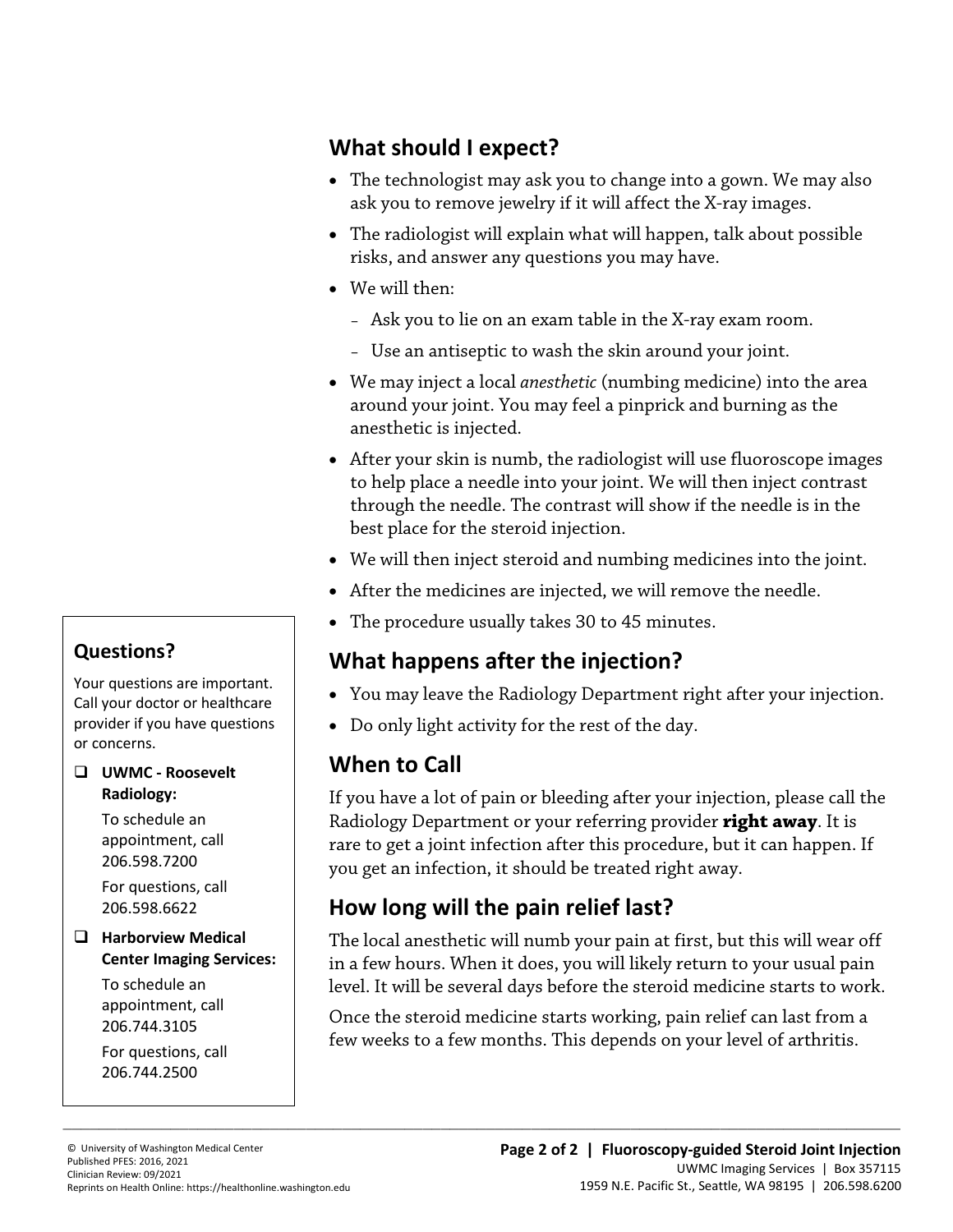## What should I expect?

- The technologist may ask you to change into a gown. We may also ask you to remove jewelry if it will affect the X-ray images.
- The radiologist will explain what will happen, talk about possible risks, and answer any questions you may have.
- We will then:
  - Ask you to lie on an exam table in the X-ray exam room.
  - Use an antiseptic to wash the skin around your joint.
- We may inject a local *anesthetic* (numbing medicine) into the area around your joint. You may feel a pinprick and burning as the anesthetic is injected.
- After your skin is numb, the radiologist will use fluoroscope images to help place a needle into your joint. We will then inject contrast through the needle. The contrast will show if the needle is in the best place for the steroid injection.
- We will then inject steroid and numbing medicines into the joint.
- After the medicines are injected, we will remove the needle.
- The procedure usually takes 30 to 45 minutes.

## What happens after the injection?

- You may leave the Radiology Department right after your injection.
- Do only light activity for the rest of the day.

## When to Call

If you have a lot of pain or bleeding after your injection, please call the Radiology Department or your referring provider **right away**. It is rare to get a joint infection after this procedure, but it can happen. If you get an infection, it should be treated right away.

## How long will the pain relief last?

The local anesthetic will numb your pain at first, but this will wear off in a few hours. When it does, you will likely return to your usual pain level. It will be several days before the steroid medicine starts to work.

Once the steroid medicine starts working, pain relief can last from a few weeks to a few months. This depends on your level of arthritis.

### Questions?

Your questions are important. Call your doctor or healthcare provider if you have questions or concerns.

- ❑ **UWMC - Roosevelt Radiology:**

  To schedule an appointment, call 206.598.7200

  For questions, call 206.598.6622

- ❑ **Harborview Medical Center Imaging Services:**

  To schedule an appointment, call 206.744.3105

  For questions, call 206.744.2500

© University of Washington Medical Center
Published PFES: 2016, 2021
Clinician Review: 09/2021
Reprints on Health Online: https://healthonline.washington.edu

**Fluoroscopy-guided Steroid Joint Injection**
UWMC Imaging Services | Box 357115
1959 N.E. Pacific St., Seattle, WA 98195 | 206.598.6200